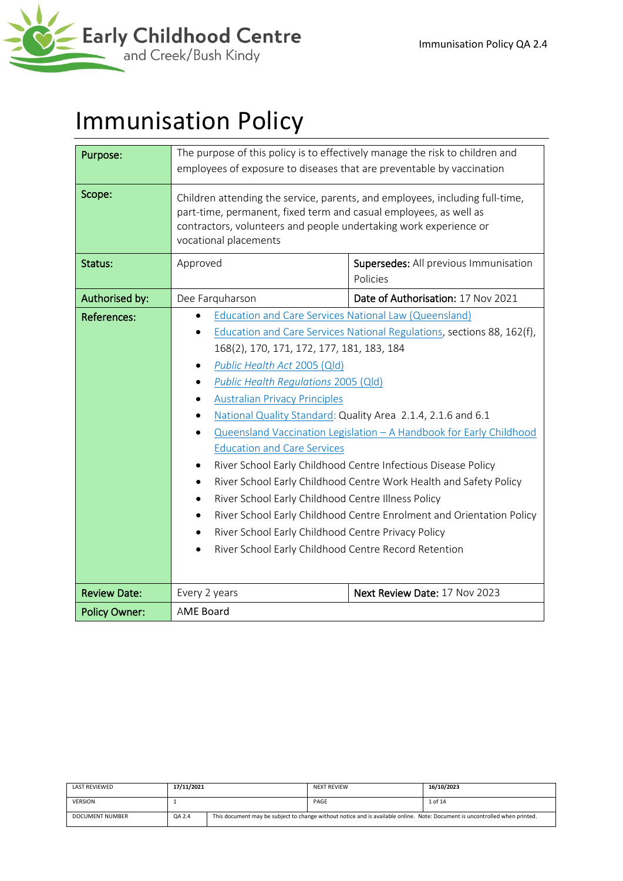# Immunisation Policy

| Purpose: | The purpose of this policy is to effectively manage the risk to children and employees of exposure to diseases that are preventable by vaccination | |
|---|---|---|
| Scope: | Children attending the service, parents, and employees, including full-time, part-time, permanent, fixed term and casual employees, as well as contractors, volunteers and people undertaking work experience or vocational placements | |
| Status: | Approved | **Supersedes:** All previous Immunisation Policies |
| Authorised by: | Dee Farquharson | **Date of Authorisation:** 17 Nov 2021 |
| References: | • Education and Care Services National Law (Queensland)<br>• Education and Care Services National Regulations, sections 88, 162(f), 168(2), 170, 171, 172, 177, 181, 183, 184<br>• *Public Health Act* 2005 (Qld)<br>• *Public Health Regulations* 2005 (Qld)<br>• Australian Privacy Principles<br>• National Quality Standard: Quality Area 2.1.4, 2.1.6 and 6.1<br>• Queensland Vaccination Legislation – A Handbook for Early Childhood Education and Care Services<br>• River School Early Childhood Centre Infectious Disease Policy<br>• River School Early Childhood Centre Work Health and Safety Policy<br>• River School Early Childhood Centre Illness Policy<br>• River School Early Childhood Centre Enrolment and Orientation Policy<br>• River School Early Childhood Centre Privacy Policy<br>• River School Early Childhood Centre Record Retention | |
| Review Date: | Every 2 years | **Next Review Date:** 17 Nov 2023 |
| Policy Owner: | AME Board | |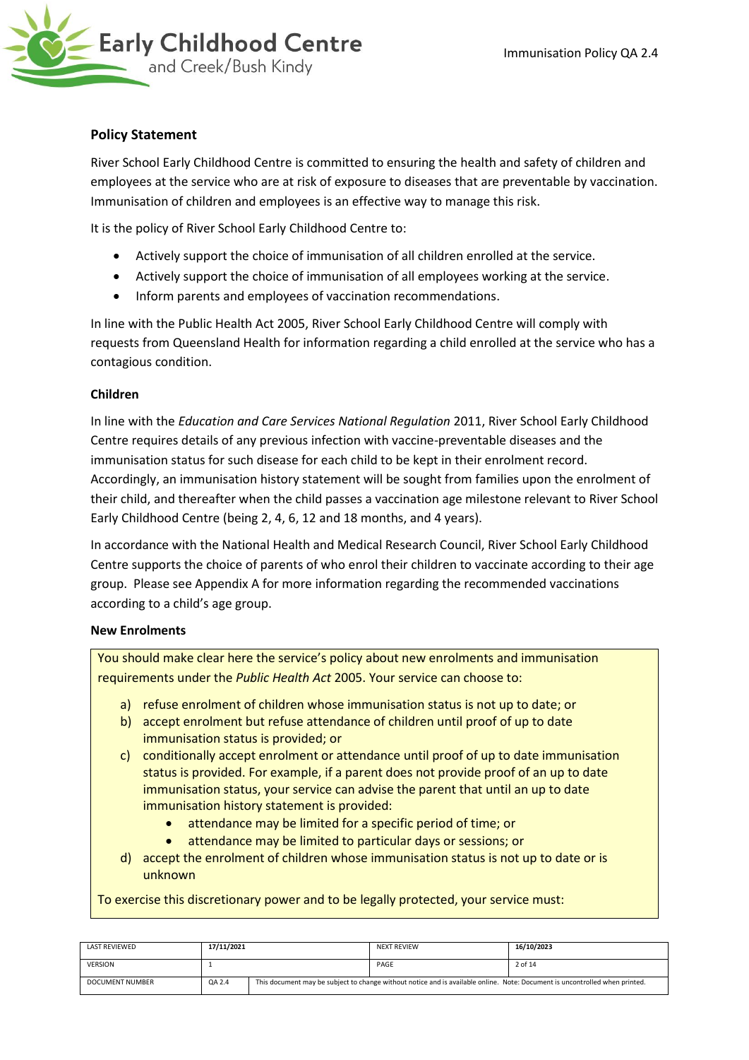## Policy Statement

River School Early Childhood Centre is committed to ensuring the health and safety of children and employees at the service who are at risk of exposure to diseases that are preventable by vaccination. Immunisation of children and employees is an effective way to manage this risk.

It is the policy of River School Early Childhood Centre to:

- Actively support the choice of immunisation of all children enrolled at the service.
- Actively support the choice of immunisation of all employees working at the service.
- Inform parents and employees of vaccination recommendations.

In line with the Public Health Act 2005, River School Early Childhood Centre will comply with requests from Queensland Health for information regarding a child enrolled at the service who has a contagious condition.

### Children

In line with the *Education and Care Services National Regulation* 2011, River School Early Childhood Centre requires details of any previous infection with vaccine-preventable diseases and the immunisation status for such disease for each child to be kept in their enrolment record. Accordingly, an immunisation history statement will be sought from families upon the enrolment of their child, and thereafter when the child passes a vaccination age milestone relevant to River School Early Childhood Centre (being 2, 4, 6, 12 and 18 months, and 4 years).

In accordance with the National Health and Medical Research Council, River School Early Childhood Centre supports the choice of parents of who enrol their children to vaccinate according to their age group. Please see Appendix A for more information regarding the recommended vaccinations according to a child's age group.

### New Enrolments

You should make clear here the service's policy about new enrolments and immunisation requirements under the *Public Health Act* 2005. Your service can choose to:

a) refuse enrolment of children whose immunisation status is not up to date; or
b) accept enrolment but refuse attendance of children until proof of up to date immunisation status is provided; or
c) conditionally accept enrolment or attendance until proof of up to date immunisation status is provided. For example, if a parent does not provide proof of an up to date immunisation status, your service can advise the parent that until an up to date immunisation history statement is provided:
    - attendance may be limited for a specific period of time; or
    - attendance may be limited to particular days or sessions; or
d) accept the enrolment of children whose immunisation status is not up to date or is unknown

To exercise this discretionary power and to be legally protected, your service must: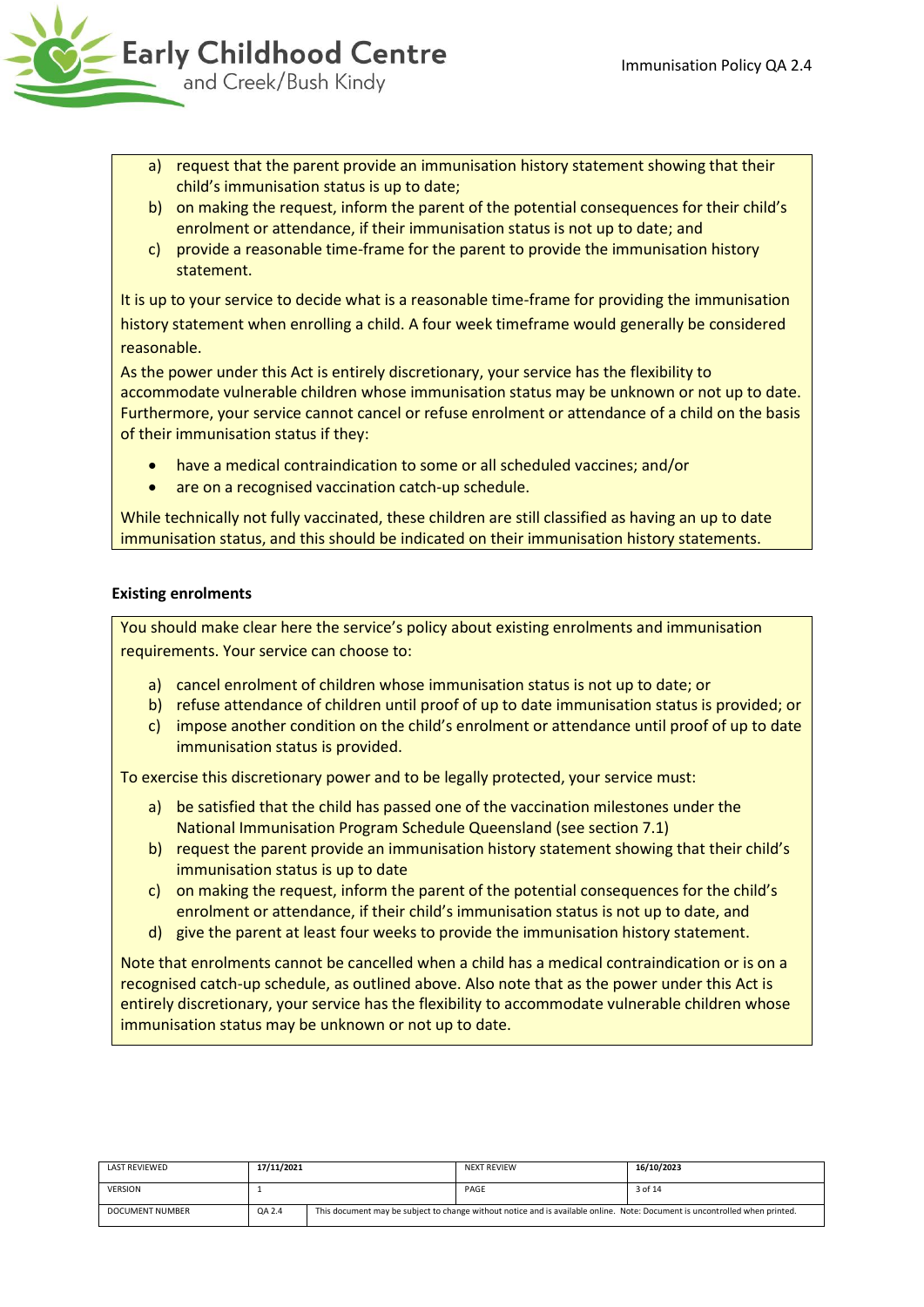a) request that the parent provide an immunisation history statement showing that their child's immunisation status is up to date;
b) on making the request, inform the parent of the potential consequences for their child's enrolment or attendance, if their immunisation status is not up to date; and
c) provide a reasonable time-frame for the parent to provide the immunisation history statement.

It is up to your service to decide what is a reasonable time-frame for providing the immunisation history statement when enrolling a child. A four week timeframe would generally be considered reasonable.

As the power under this Act is entirely discretionary, your service has the flexibility to accommodate vulnerable children whose immunisation status may be unknown or not up to date. Furthermore, your service cannot cancel or refuse enrolment or attendance of a child on the basis of their immunisation status if they:

- have a medical contraindication to some or all scheduled vaccines; and/or
- are on a recognised vaccination catch-up schedule.

While technically not fully vaccinated, these children are still classified as having an up to date immunisation status, and this should be indicated on their immunisation history statements.

**Existing enrolments**

You should make clear here the service's policy about existing enrolments and immunisation requirements. Your service can choose to:

a) cancel enrolment of children whose immunisation status is not up to date; or
b) refuse attendance of children until proof of up to date immunisation status is provided; or
c) impose another condition on the child's enrolment or attendance until proof of up to date immunisation status is provided.

To exercise this discretionary power and to be legally protected, your service must:

a) be satisfied that the child has passed one of the vaccination milestones under the National Immunisation Program Schedule Queensland (see section 7.1)
b) request the parent provide an immunisation history statement showing that their child's immunisation status is up to date
c) on making the request, inform the parent of the potential consequences for the child's enrolment or attendance, if their child's immunisation status is not up to date, and
d) give the parent at least four weeks to provide the immunisation history statement.

Note that enrolments cannot be cancelled when a child has a medical contraindication or is on a recognised catch-up schedule, as outlined above. Also note that as the power under this Act is entirely discretionary, your service has the flexibility to accommodate vulnerable children whose immunisation status may be unknown or not up to date.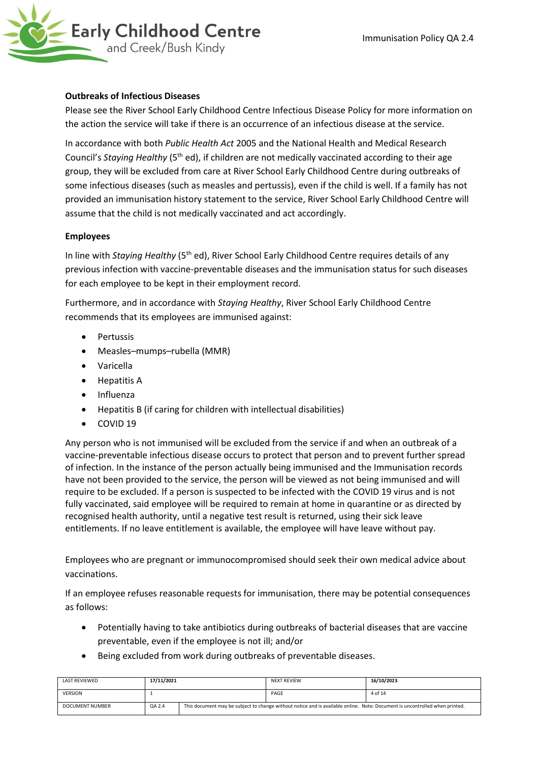**Outbreaks of Infectious Diseases**

Please see the River School Early Childhood Centre Infectious Disease Policy for more information on the action the service will take if there is an occurrence of an infectious disease at the service.

In accordance with both *Public Health Act* 2005 and the National Health and Medical Research Council's *Staying Healthy* (5th ed), if children are not medically vaccinated according to their age group, they will be excluded from care at River School Early Childhood Centre during outbreaks of some infectious diseases (such as measles and pertussis), even if the child is well. If a family has not provided an immunisation history statement to the service, River School Early Childhood Centre will assume that the child is not medically vaccinated and act accordingly.

**Employees**

In line with *Staying Healthy* (5th ed), River School Early Childhood Centre requires details of any previous infection with vaccine-preventable diseases and the immunisation status for such diseases for each employee to be kept in their employment record.

Furthermore, and in accordance with *Staying Healthy*, River School Early Childhood Centre recommends that its employees are immunised against:

- Pertussis
- Measles–mumps–rubella (MMR)
- Varicella
- Hepatitis A
- Influenza
- Hepatitis B (if caring for children with intellectual disabilities)
- COVID 19

Any person who is not immunised will be excluded from the service if and when an outbreak of a vaccine-preventable infectious disease occurs to protect that person and to prevent further spread of infection. In the instance of the person actually being immunised and the Immunisation records have not been provided to the service, the person will be viewed as not being immunised and will require to be excluded. If a person is suspected to be infected with the COVID 19 virus and is not fully vaccinated, said employee will be required to remain at home in quarantine or as directed by recognised health authority, until a negative test result is returned, using their sick leave entitlements. If no leave entitlement is available, the employee will have leave without pay.

Employees who are pregnant or immunocompromised should seek their own medical advice about vaccinations.

If an employee refuses reasonable requests for immunisation, there may be potential consequences as follows:

- Potentially having to take antibiotics during outbreaks of bacterial diseases that are vaccine preventable, even if the employee is not ill; and/or
- Being excluded from work during outbreaks of preventable diseases.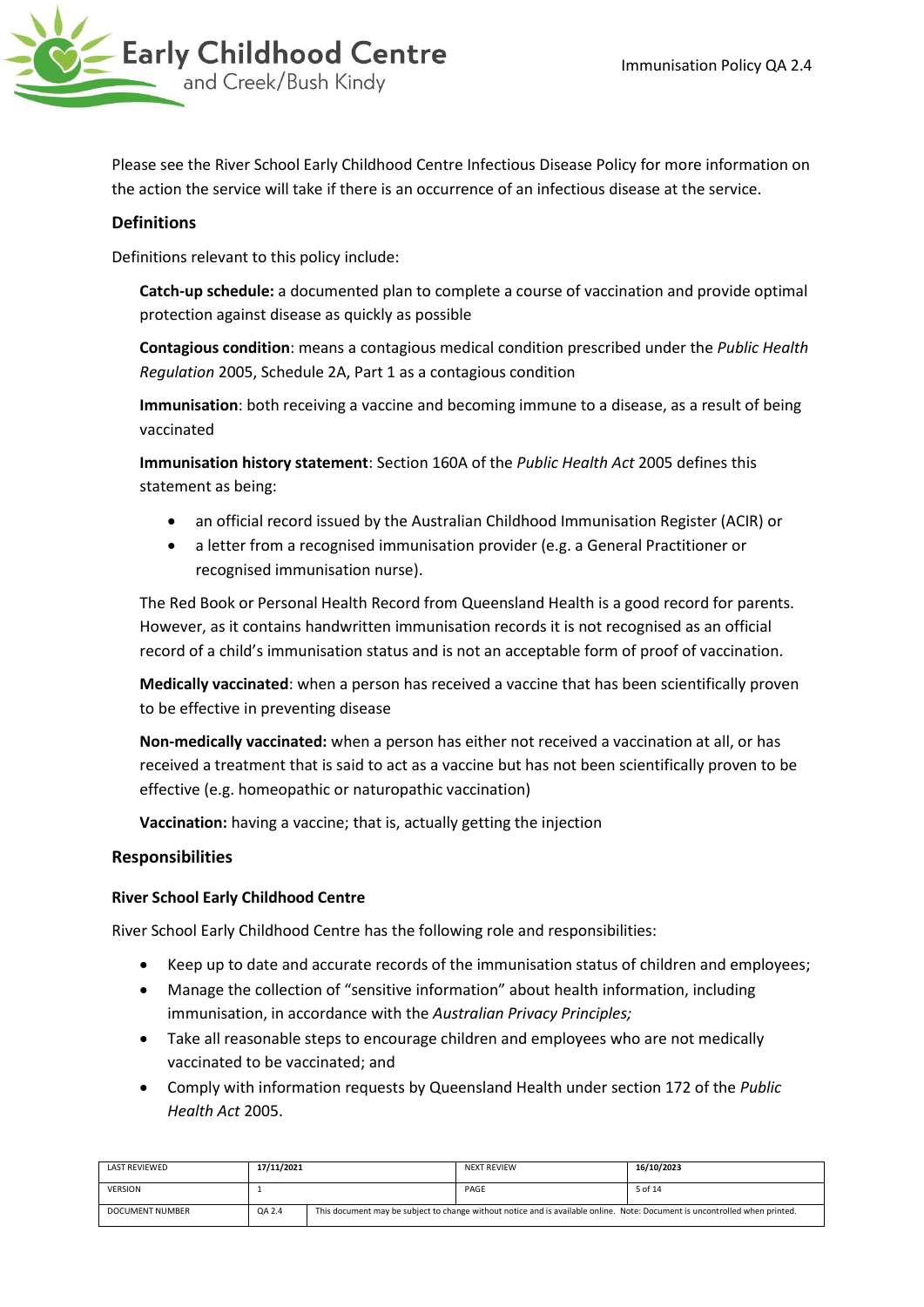Please see the River School Early Childhood Centre Infectious Disease Policy for more information on the action the service will take if there is an occurrence of an infectious disease at the service.

## Definitions

Definitions relevant to this policy include:

**Catch-up schedule:** a documented plan to complete a course of vaccination and provide optimal protection against disease as quickly as possible

**Contagious condition**: means a contagious medical condition prescribed under the *Public Health Regulation* 2005, Schedule 2A, Part 1 as a contagious condition

**Immunisation**: both receiving a vaccine and becoming immune to a disease, as a result of being vaccinated

**Immunisation history statement**: Section 160A of the *Public Health Act* 2005 defines this statement as being:

- an official record issued by the Australian Childhood Immunisation Register (ACIR) or
- a letter from a recognised immunisation provider (e.g. a General Practitioner or recognised immunisation nurse).

The Red Book or Personal Health Record from Queensland Health is a good record for parents. However, as it contains handwritten immunisation records it is not recognised as an official record of a child's immunisation status and is not an acceptable form of proof of vaccination.

**Medically vaccinated**: when a person has received a vaccine that has been scientifically proven to be effective in preventing disease

**Non-medically vaccinated:** when a person has either not received a vaccination at all, or has received a treatment that is said to act as a vaccine but has not been scientifically proven to be effective (e.g. homeopathic or naturopathic vaccination)

**Vaccination:** having a vaccine; that is, actually getting the injection

## Responsibilities

### River School Early Childhood Centre

River School Early Childhood Centre has the following role and responsibilities:

- Keep up to date and accurate records of the immunisation status of children and employees;
- Manage the collection of "sensitive information" about health information, including immunisation, in accordance with the *Australian Privacy Principles;*
- Take all reasonable steps to encourage children and employees who are not medically vaccinated to be vaccinated; and
- Comply with information requests by Queensland Health under section 172 of the *Public Health Act* 2005.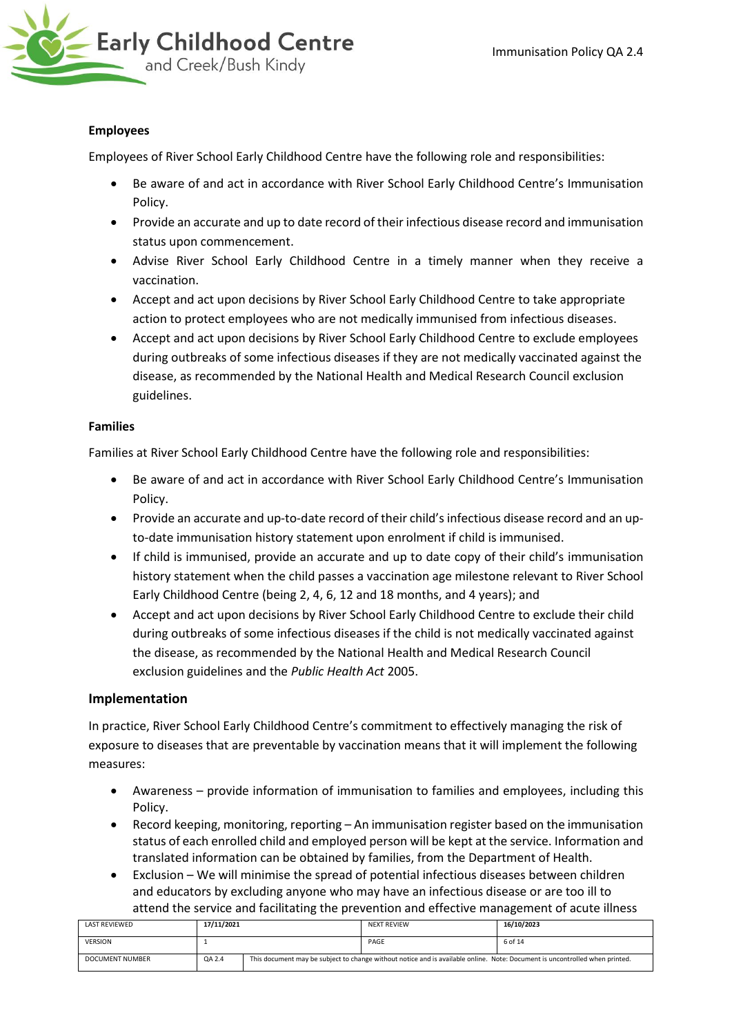#### Employees

Employees of River School Early Childhood Centre have the following role and responsibilities:

- Be aware of and act in accordance with River School Early Childhood Centre's Immunisation Policy.
- Provide an accurate and up to date record of their infectious disease record and immunisation status upon commencement.
- Advise River School Early Childhood Centre in a timely manner when they receive a vaccination.
- Accept and act upon decisions by River School Early Childhood Centre to take appropriate action to protect employees who are not medically immunised from infectious diseases.
- Accept and act upon decisions by River School Early Childhood Centre to exclude employees during outbreaks of some infectious diseases if they are not medically vaccinated against the disease, as recommended by the National Health and Medical Research Council exclusion guidelines.

#### Families

Families at River School Early Childhood Centre have the following role and responsibilities:

- Be aware of and act in accordance with River School Early Childhood Centre's Immunisation Policy.
- Provide an accurate and up-to-date record of their child's infectious disease record and an up-to-date immunisation history statement upon enrolment if child is immunised.
- If child is immunised, provide an accurate and up to date copy of their child's immunisation history statement when the child passes a vaccination age milestone relevant to River School Early Childhood Centre (being 2, 4, 6, 12 and 18 months, and 4 years); and
- Accept and act upon decisions by River School Early Childhood Centre to exclude their child during outbreaks of some infectious diseases if the child is not medically vaccinated against the disease, as recommended by the National Health and Medical Research Council exclusion guidelines and the *Public Health Act* 2005.

### Implementation

In practice, River School Early Childhood Centre's commitment to effectively managing the risk of exposure to diseases that are preventable by vaccination means that it will implement the following measures:

- Awareness – provide information of immunisation to families and employees, including this Policy.
- Record keeping, monitoring, reporting – An immunisation register based on the immunisation status of each enrolled child and employed person will be kept at the service. Information and translated information can be obtained by families, from the Department of Health.
- Exclusion – We will minimise the spread of potential infectious diseases between children and educators by excluding anyone who may have an infectious disease or are too ill to attend the service and facilitating the prevention and effective management of acute illness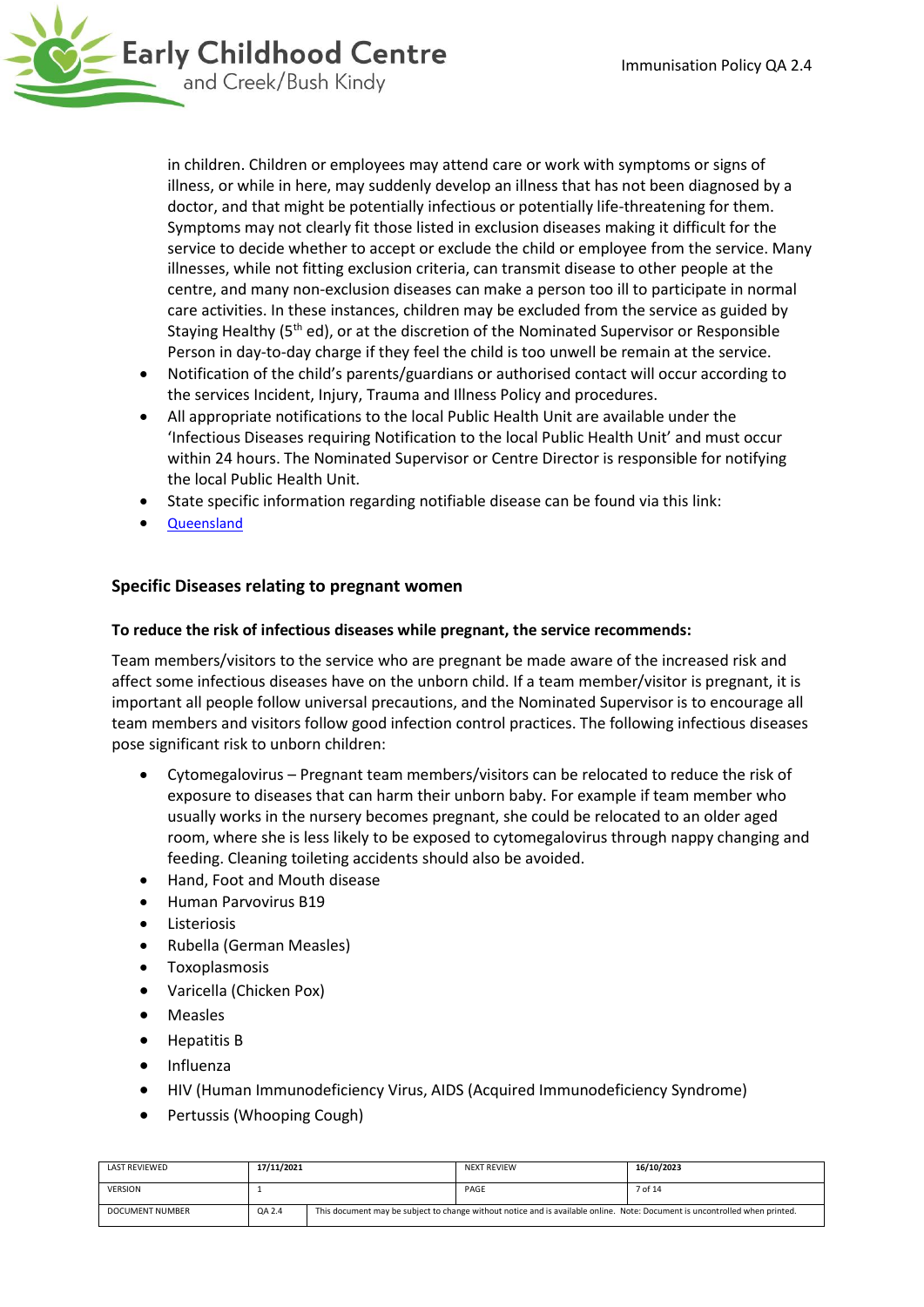in children. Children or employees may attend care or work with symptoms or signs of illness, or while in here, may suddenly develop an illness that has not been diagnosed by a doctor, and that might be potentially infectious or potentially life-threatening for them. Symptoms may not clearly fit those listed in exclusion diseases making it difficult for the service to decide whether to accept or exclude the child or employee from the service. Many illnesses, while not fitting exclusion criteria, can transmit disease to other people at the centre, and many non-exclusion diseases can make a person too ill to participate in normal care activities. In these instances, children may be excluded from the service as guided by Staying Healthy (5th ed), or at the discretion of the Nominated Supervisor or Responsible Person in day-to-day charge if they feel the child is too unwell be remain at the service.

- Notification of the child's parents/guardians or authorised contact will occur according to the services Incident, Injury, Trauma and Illness Policy and procedures.
- All appropriate notifications to the local Public Health Unit are available under the 'Infectious Diseases requiring Notification to the local Public Health Unit' and must occur within 24 hours. The Nominated Supervisor or Centre Director is responsible for notifying the local Public Health Unit.
- State specific information regarding notifiable disease can be found via this link:
- Queensland

### Specific Diseases relating to pregnant women

**To reduce the risk of infectious diseases while pregnant, the service recommends:**

Team members/visitors to the service who are pregnant be made aware of the increased risk and affect some infectious diseases have on the unborn child. If a team member/visitor is pregnant, it is important all people follow universal precautions, and the Nominated Supervisor is to encourage all team members and visitors follow good infection control practices. The following infectious diseases pose significant risk to unborn children:

- Cytomegalovirus – Pregnant team members/visitors can be relocated to reduce the risk of exposure to diseases that can harm their unborn baby. For example if team member who usually works in the nursery becomes pregnant, she could be relocated to an older aged room, where she is less likely to be exposed to cytomegalovirus through nappy changing and feeding. Cleaning toileting accidents should also be avoided.
- Hand, Foot and Mouth disease
- Human Parvovirus B19
- Listeriosis
- Rubella (German Measles)
- Toxoplasmosis
- Varicella (Chicken Pox)
- Measles
- Hepatitis B
- Influenza
- HIV (Human Immunodeficiency Virus, AIDS (Acquired Immunodeficiency Syndrome)
- Pertussis (Whooping Cough)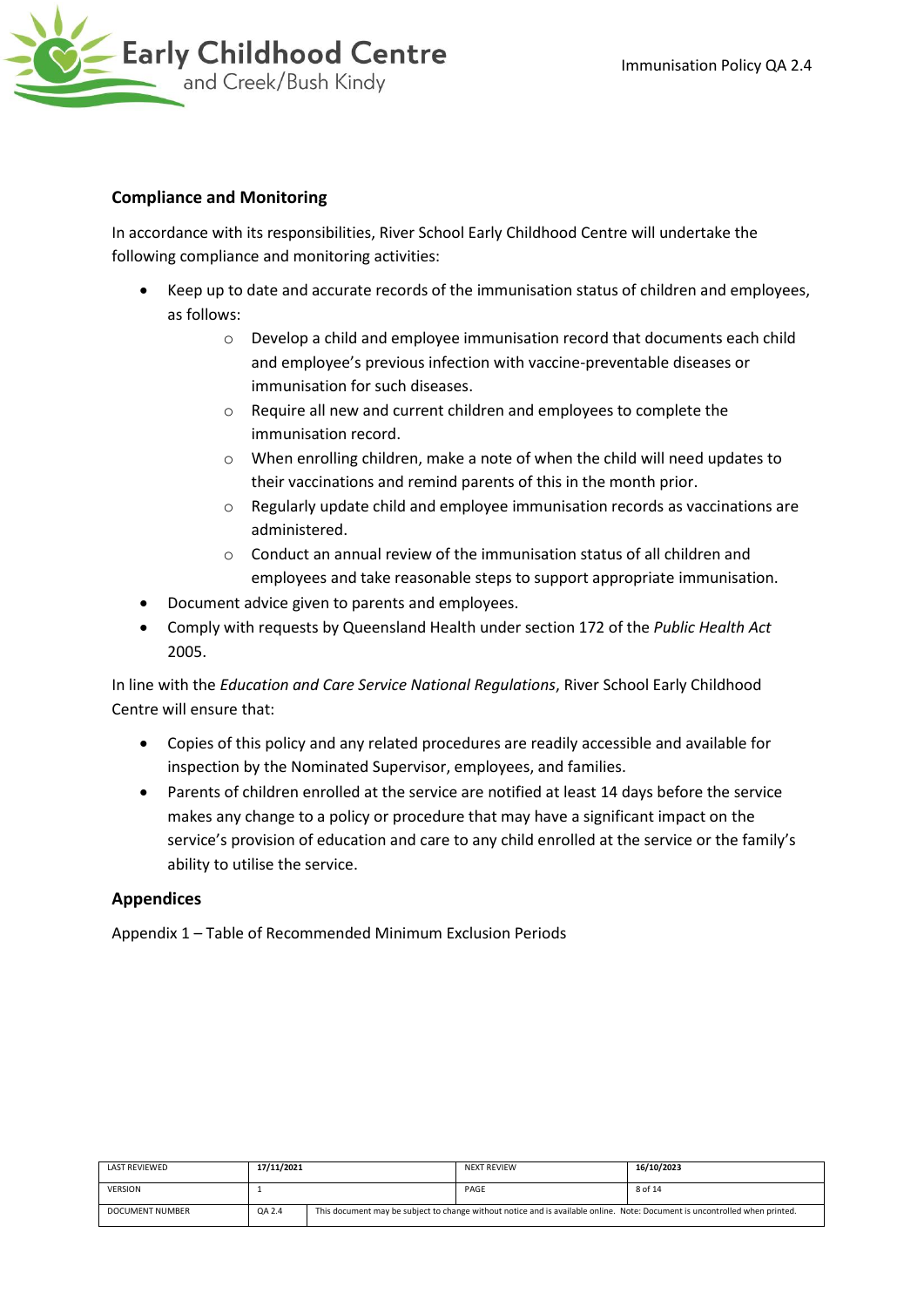## Compliance and Monitoring

In accordance with its responsibilities, River School Early Childhood Centre will undertake the following compliance and monitoring activities:

- Keep up to date and accurate records of the immunisation status of children and employees, as follows:
  - Develop a child and employee immunisation record that documents each child and employee's previous infection with vaccine-preventable diseases or immunisation for such diseases.
  - Require all new and current children and employees to complete the immunisation record.
  - When enrolling children, make a note of when the child will need updates to their vaccinations and remind parents of this in the month prior.
  - Regularly update child and employee immunisation records as vaccinations are administered.
  - Conduct an annual review of the immunisation status of all children and employees and take reasonable steps to support appropriate immunisation.
- Document advice given to parents and employees.
- Comply with requests by Queensland Health under section 172 of the *Public Health Act* 2005.

In line with the *Education and Care Service National Regulations*, River School Early Childhood Centre will ensure that:

- Copies of this policy and any related procedures are readily accessible and available for inspection by the Nominated Supervisor, employees, and families.
- Parents of children enrolled at the service are notified at least 14 days before the service makes any change to a policy or procedure that may have a significant impact on the service's provision of education and care to any child enrolled at the service or the family's ability to utilise the service.

## Appendices

Appendix 1 – Table of Recommended Minimum Exclusion Periods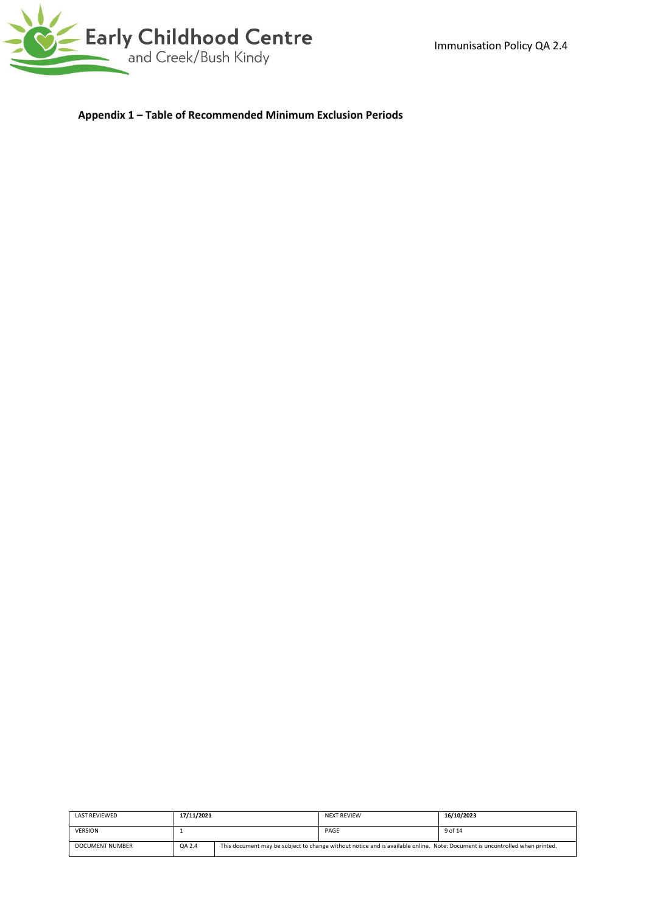**Appendix 1 – Table of Recommended Minimum Exclusion Periods**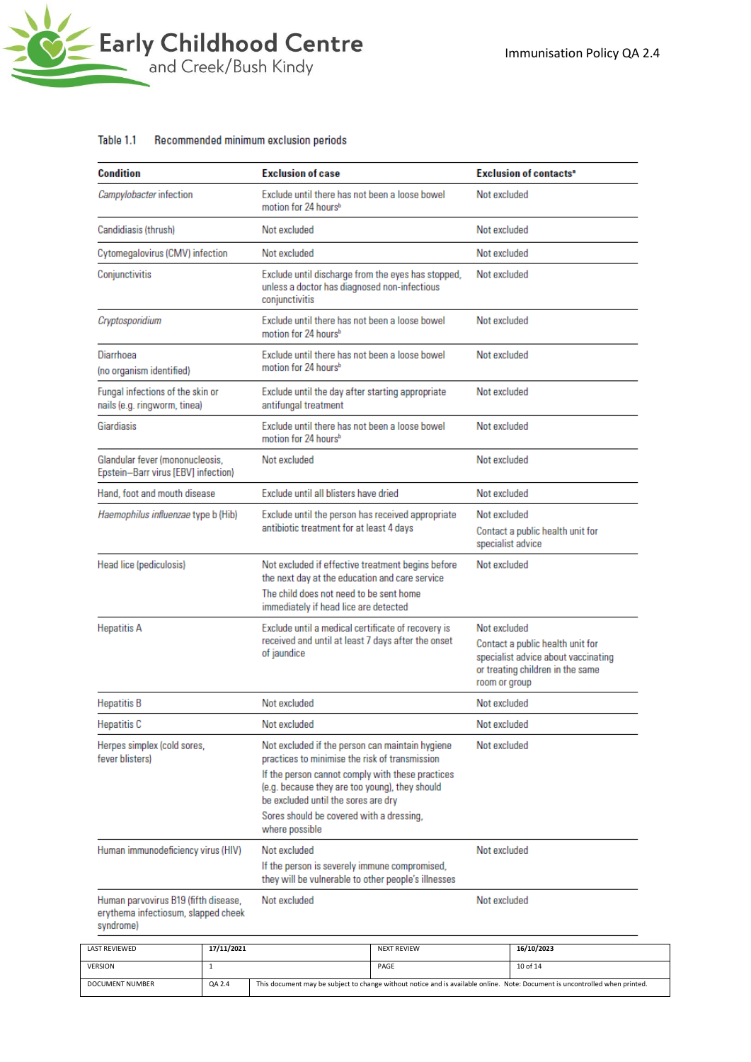Table 1.1 Recommended minimum exclusion periods

| Condition | Exclusion of case | Exclusion of contacts[a] |
|---|---|---|
| *Campylobacter* infection | Exclude until there has not been a loose bowel motion for 24 hours[b] | Not excluded |
| Candidiasis (thrush) | Not excluded | Not excluded |
| Cytomegalovirus (CMV) infection | Not excluded | Not excluded |
| Conjunctivitis | Exclude until discharge from the eyes has stopped, unless a doctor has diagnosed non-infectious conjunctivitis | Not excluded |
| *Cryptosporidium* | Exclude until there has not been a loose bowel motion for 24 hours[b] | Not excluded |
| Diarrhoea (no organism identified) | Exclude until there has not been a loose bowel motion for 24 hours[b] | Not excluded |
| Fungal infections of the skin or nails (e.g. ringworm, tinea) | Exclude until the day after starting appropriate antifungal treatment | Not excluded |
| Giardiasis | Exclude until there has not been a loose bowel motion for 24 hours[b] | Not excluded |
| Glandular fever (mononucleosis, Epstein–Barr virus [EBV] infection) | Not excluded | Not excluded |
| Hand, foot and mouth disease | Exclude until all blisters have dried | Not excluded |
| *Haemophilus influenzae* type b (Hib) | Exclude until the person has received appropriate antibiotic treatment for at least 4 days | Not excluded<br>Contact a public health unit for specialist advice |
| Head lice (pediculosis) | Not excluded if effective treatment begins before the next day at the education and care service<br>The child does not need to be sent home immediately if head lice are detected | Not excluded |
| Hepatitis A | Exclude until a medical certificate of recovery is received and until at least 7 days after the onset of jaundice | Not excluded<br>Contact a public health unit for specialist advice about vaccinating or treating children in the same room or group |
| Hepatitis B | Not excluded | Not excluded |
| Hepatitis C | Not excluded | Not excluded |
| Herpes simplex (cold sores, fever blisters) | Not excluded if the person can maintain hygiene practices to minimise the risk of transmission<br>If the person cannot comply with these practices (e.g. because they are too young), they should be excluded until the sores are dry<br>Sores should be covered with a dressing, where possible | Not excluded |
| Human immunodeficiency virus (HIV) | Not excluded<br>If the person is severely immune compromised, they will be vulnerable to other people's illnesses | Not excluded |
| Human parvovirus B19 (fifth disease, erythema infectiosum, slapped cheek syndrome) | Not excluded | Not excluded |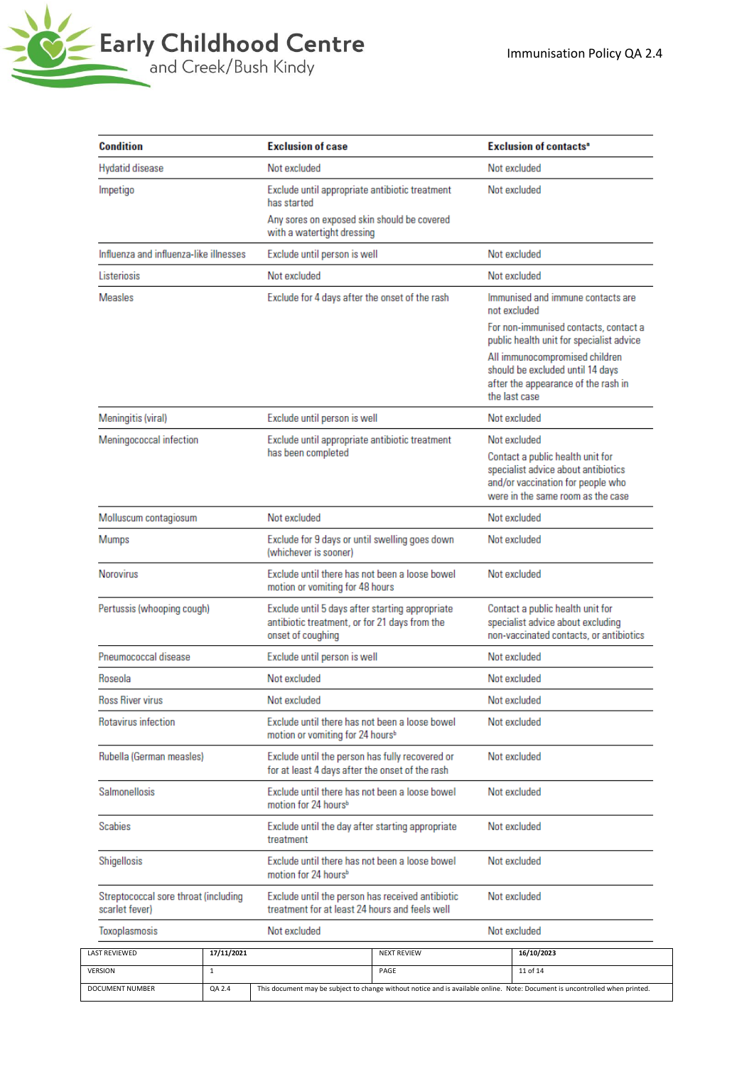| Condition | Exclusion of case | Exclusion of contacts[a] |
|---|---|---|
| Hydatid disease | Not excluded | Not excluded |
| Impetigo | Exclude until appropriate antibiotic treatment has started<br>Any sores on exposed skin should be covered with a watertight dressing | Not excluded |
| Influenza and influenza-like illnesses | Exclude until person is well | Not excluded |
| Listeriosis | Not excluded | Not excluded |
| Measles | Exclude for 4 days after the onset of the rash | Immunised and immune contacts are not excluded<br>For non-immunised contacts, contact a public health unit for specialist advice<br>All immunocompromised children should be excluded until 14 days after the appearance of the rash in the last case |
| Meningitis (viral) | Exclude until person is well | Not excluded |
| Meningococcal infection | Exclude until appropriate antibiotic treatment has been completed | Not excluded<br>Contact a public health unit for specialist advice about antibiotics and/or vaccination for people who were in the same room as the case |
| Molluscum contagiosum | Not excluded | Not excluded |
| Mumps | Exclude for 9 days or until swelling goes down (whichever is sooner) | Not excluded |
| Norovirus | Exclude until there has not been a loose bowel motion or vomiting for 48 hours | Not excluded |
| Pertussis (whooping cough) | Exclude until 5 days after starting appropriate antibiotic treatment, or for 21 days from the onset of coughing | Contact a public health unit for specialist advice about excluding non-vaccinated contacts, or antibiotics |
| Pneumococcal disease | Exclude until person is well | Not excluded |
| Roseola | Not excluded | Not excluded |
| Ross River virus | Not excluded | Not excluded |
| Rotavirus infection | Exclude until there has not been a loose bowel motion or vomiting for 24 hours[b] | Not excluded |
| Rubella (German measles) | Exclude until the person has fully recovered or for at least 4 days after the onset of the rash | Not excluded |
| Salmonellosis | Exclude until there has not been a loose bowel motion for 24 hours[b] | Not excluded |
| Scabies | Exclude until the day after starting appropriate treatment | Not excluded |
| Shigellosis | Exclude until there has not been a loose bowel motion for 24 hours[b] | Not excluded |
| Streptococcal sore throat (including scarlet fever) | Exclude until the person has received antibiotic treatment for at least 24 hours and feels well | Not excluded |
| Toxoplasmosis | Not excluded | Not excluded |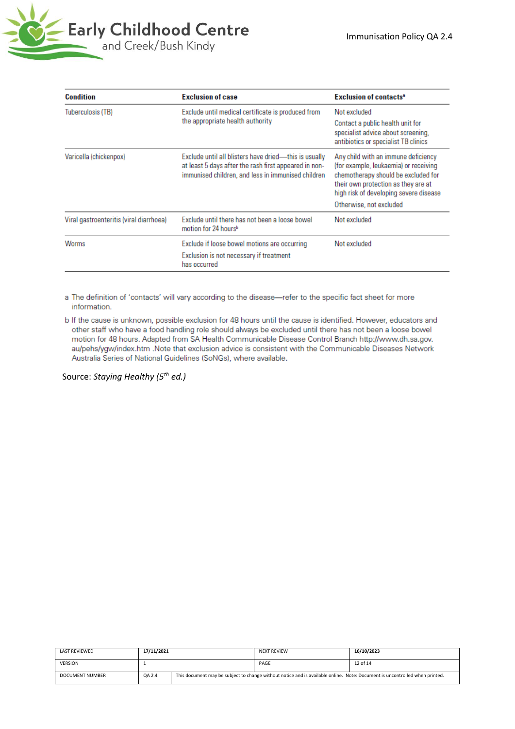| Condition | Exclusion of case | Exclusion of contacts[a] |
|---|---|---|
| Tuberculosis (TB) | Exclude until medical certificate is produced from the appropriate health authority | Not excluded<br>Contact a public health unit for specialist advice about screening, antibiotics or specialist TB clinics |
| Varicella (chickenpox) | Exclude until all blisters have dried—this is usually at least 5 days after the rash first appeared in non-immunised children, and less in immunised children | Any child with an immune deficiency (for example, leukaemia) or receiving chemotherapy should be excluded for their own protection as they are at high risk of developing severe disease<br>Otherwise, not excluded |
| Viral gastroenteritis (viral diarrhoea) | Exclude until there has not been a loose bowel motion for 24 hours[b] | Not excluded |
| Worms | Exclude if loose bowel motions are occurring<br>Exclusion is not necessary if treatment has occurred | Not excluded |

a The definition of 'contacts' will vary according to the disease—refer to the specific fact sheet for more information.

b If the cause is unknown, possible exclusion for 48 hours until the cause is identified. However, educators and other staff who have a food handling role should always be excluded until there has not been a loose bowel motion for 48 hours. Adapted from SA Health Communicable Disease Control Branch http://www.dh.sa.gov.au/pehs/ygw/index.htm .Note that exclusion advice is consistent with the Communicable Diseases Network Australia Series of National Guidelines (SoNGs), where available.

Source: *Staying Healthy (5th ed.)*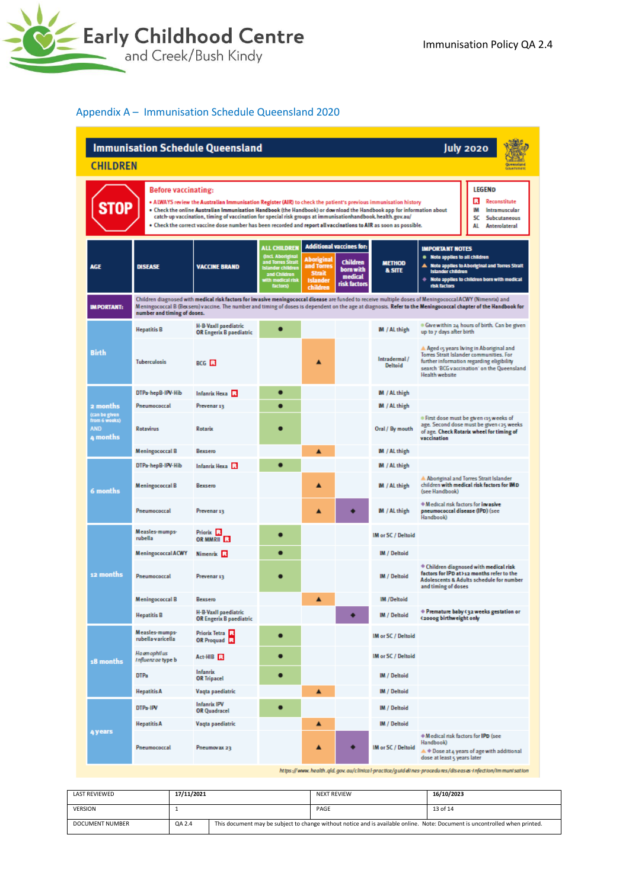## Appendix A – Immunisation Schedule Queensland 2020

# Immunisation Schedule Queensland — July 2020

## CHILDREN

**STOP**

**Before vaccinating:**

- ALWAYS review the Australian Immunisation Register (AIR) to check the patient's previous immunisation history
- Check the online Australian Immunisation Handbook (the Handbook) or download the Handbook app for information about catch-up vaccination, timing of vaccination for special risk groups at immunisationhandbook.health.gov.au/
- Check the correct vaccine dose number has been recorded and report all vaccinations to AIR as soon as possible.

**LEGEND**

- R Reconstitute
- IM Intramuscular
- SC Subcutaneous
- AL Anterolateral

**IMPORTANT:** Children diagnosed with medical risk factors for invasive meningococcal disease are funded to receive multiple doses of MeningococcalACWY (Nimenrix) and Meningococcal B (Bexsero) vaccine. The number and timing of doses is dependent on the age at diagnosis. Refer to the Meningococcal chapter of the Handbook for number and timing of doses.

| AGE | DISEASE | VACCINE BRAND | ALL CHILDREN (incl. Aboriginal and Torres Strait Islander children and Children with medical risk factors) | Additional vaccines for: Aboriginal and Torres Strait Islander children | Additional vaccines for: Children born with medical risk factors | METHOD & SITE | IMPORTANT NOTES (● Note applies to all children; ▲ Note applies to Aboriginal and Torres Strait Islander children; ◆ Note applies to children born with medical risk factors) |
|---|---|---|---|---|---|---|---|
| Birth | Hepatitis B | H-B-Vaxll paediatric OR Engerix B paediatric | ● | | | IM / AL thigh | ● Give within 24 hours of birth. Can be given up to 7 days after birth |
| | Tuberculosis | BCG R | | ▲ | | Intradermal / Deltoid | ▲ Aged ≤5 years living in Aboriginal and Torres Strait Islander communities. For further information regarding eligibility search 'BCG vaccination' on the Queensland Health website |
| 2 months (can be given from 6 weeks) AND 4 months | DTPa-hepB-IPV-Hib | Infanrix Hexa R | ● | | | IM / AL thigh | |
| | Pneumococcal | Prevenar 13 | ● | | | IM / AL thigh | |
| | Rotavirus | Rotarix | ● | | | Oral / By mouth | ● First dose must be given <15 weeks of age. Second dose must be given <25 weeks of age. Check Rotarix wheel for timing of vaccination |
| | Meningococcal B | Bexsero | | ▲ | | IM / AL thigh | |
| 6 months | DTPa-hepB-IPV-Hib | Infanrix Hexa R | ● | | | IM / AL thigh | |
| | Meningococcal B | Bexsero | | ▲ | | IM / AL thigh | ▲ Aboriginal and Torres Strait Islander children with medical risk factors for IMD (see Handbook) |
| | Pneumococcal | Prevenar 13 | | ▲ | ◆ | IM / AL thigh | ◆ Medical risk factors for invasive pneumococcal disease (IPD) (see Handbook) |
| 12 months | Measles-mumps-rubella | Priorix R OR MMRII R | ● | | | IM or SC / Deltoid | |
| | Meningococcal ACWY | Nimenrix R | ● | | | IM / Deltoid | |
| | Pneumococcal | Prevenar 13 | ● | | | IM / Deltoid | ◆ Children diagnosed with medical risk factors for IPD at >12 months refer to the Adolescents & Adults schedule for number and timing of doses |
| | Meningococcal B | Bexsero | | ▲ | | IM / Deltoid | |
| | Hepatitis B | H-B-Vaxll paediatric OR Engerix B paediatric | | | ◆ | IM / Deltoid | ◆ Premature baby (<32 weeks gestation or <2000g birthweight only |
| 18 months | Measles-mumps-rubella-varicella | Priorix Tetra R OR Proquad R | ● | | | IM or SC / Deltoid | |
| | *Haemophilus influenzae* type b | Act-HIB R | ● | | | IM or SC / Deltoid | |
| | DTPa | Infanrix OR Tripacel | ● | | | IM / Deltoid | |
| | Hepatitis A | Vaqta paediatric | | ▲ | | IM / Deltoid | |
| 4 years | DTPa-IPV | Infanrix IPV OR Quadracel | ● | | | IM / Deltoid | |
| | Hepatitis A | Vaqta paediatric | | ▲ | | IM / Deltoid | |
| | Pneumococcal | Pneumovax 23 | | ▲ | ◆ | IM or SC / Deltoid | ◆ Medical risk factors for IPD (see Handbook) ▲◆ Dose at 4 years of age with additional dose at least 5 years later |

https://www.health.qld.gov.au/clinical-practice/guidelines-procedures/diseases-infection/immunisation

| LAST REVIEWED | 17/11/2021 | | NEXT REVIEW | 16/10/2023 |
|---|---|---|---|---|
| VERSION | 1 | | PAGE | 13 of 14 |
| DOCUMENT NUMBER | QA 2.4 | This document may be subject to change without notice and is available online. Note: Document is uncontrolled when printed. | | |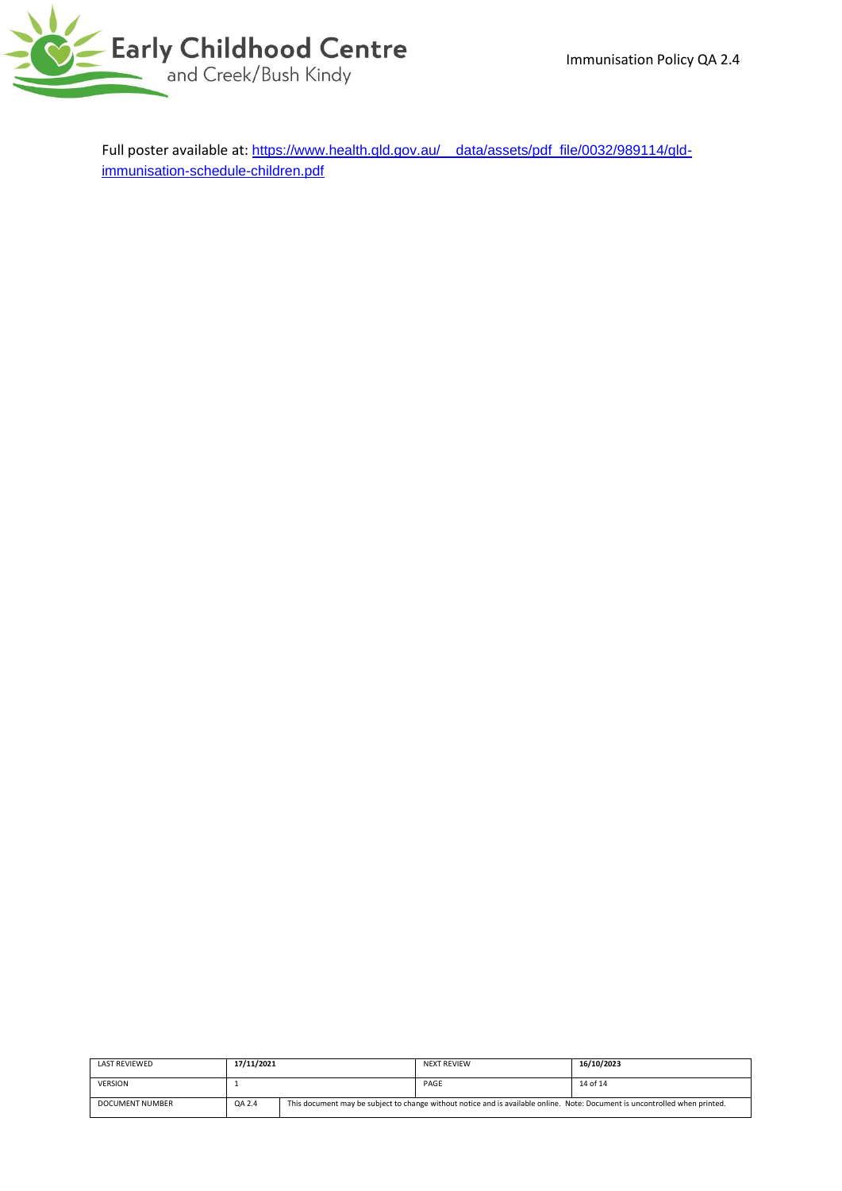Full poster available at: https://www.health.qld.gov.au/__data/assets/pdf_file/0032/989114/qld-immunisation-schedule-children.pdf